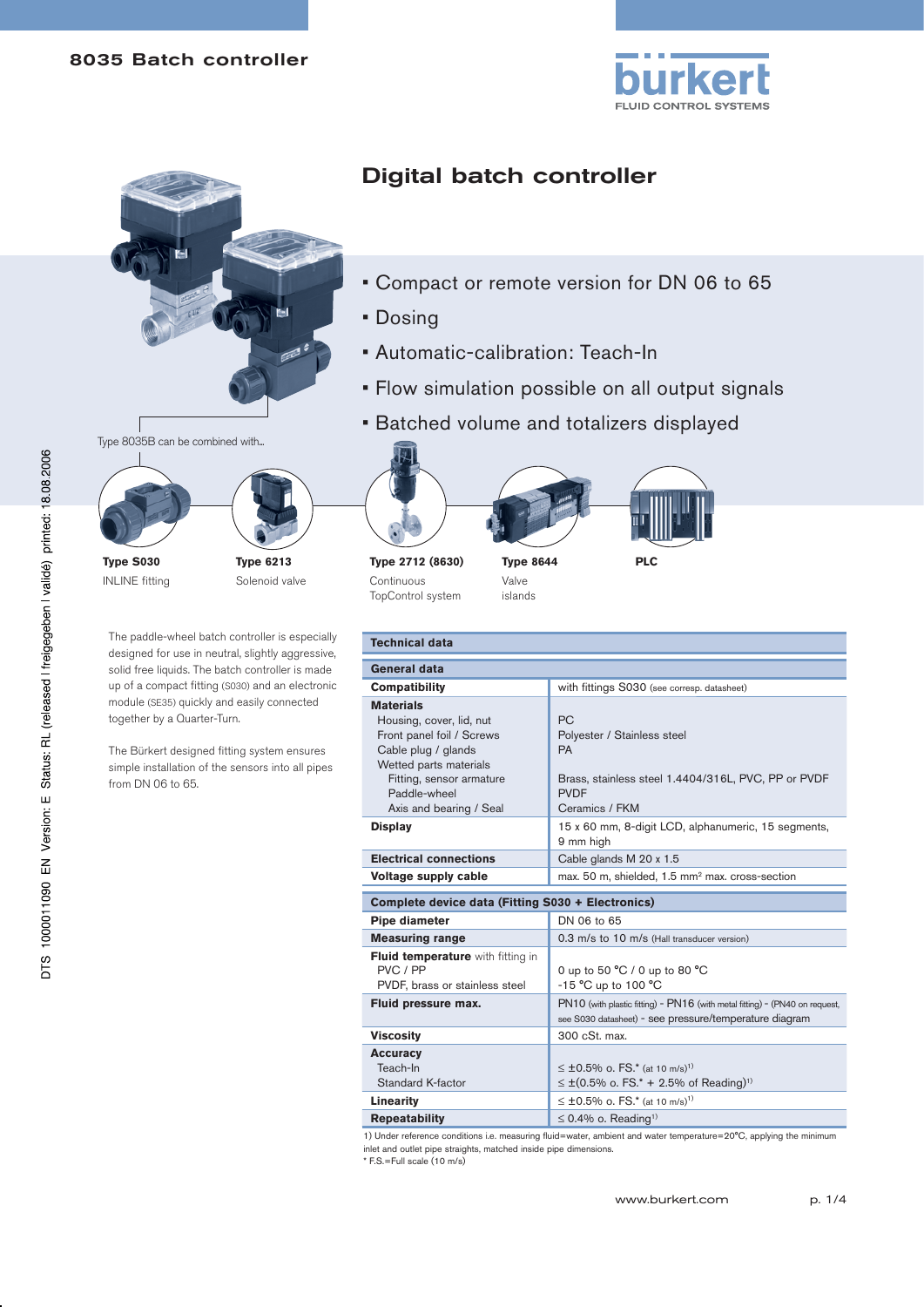# 8035 Batch controller

## Digital batch controller

- Compact or remote version for DN 06 to 65
- Dosing
- Automatic-calibration: Teach-In
- Flow simulation possible on all output signals
- Batched volume and totalizers displayed

Type 8035B can be combined with...

**Type S030**
INLINE fitting

**Type 6213**
Solenoid valve

**Type 2712 (8630)**
Continuous TopControl system

**Type 8644**
Valve islands

**PLC**

The paddle-wheel batch controller is especially designed for use in neutral, slightly aggressive, solid free liquids. The batch controller is made up of a compact fitting (S030) and an electronic module (SE35) quickly and easily connected together by a Quarter-Turn.

The Bürkert designed fitting system ensures simple installation of the sensors into all pipes from DN 06 to 65.

| Technical data | |
|---|---|
| **General data** | |
| **Compatibility** | with fittings S030 (see corresp. datasheet) |
| **Materials** | |
| Housing, cover, lid, nut | PC |
| Front panel foil / Screws | Polyester / Stainless steel |
| Cable plug / glands | PA |
| Wetted parts materials | |
| Fitting, sensor armature | Brass, stainless steel 1.4404/316L, PVC, PP or PVDF |
| Paddle-wheel | PVDF |
| Axis and bearing / Seal | Ceramics / FKM |
| **Display** | 15 x 60 mm, 8-digit LCD, alphanumeric, 15 segments, 9 mm high |
| **Electrical connections** | Cable glands M 20 x 1.5 |
| **Voltage supply cable** | max. 50 m, shielded, 1.5 mm² max. cross-section |
| **Complete device data (Fitting S030 + Electronics)** | |
| **Pipe diameter** | DN 06 to 65 |
| **Measuring range** | 0.3 m/s to 10 m/s (Hall transducer version) |
| **Fluid temperature** with fitting in | |
| PVC / PP | 0 up to 50 °C / 0 up to 80 °C |
| PVDF, brass or stainless steel | -15 °C up to 100 °C |
| **Fluid pressure max.** | PN10 (with plastic fitting) - PN16 (with metal fitting) - (PN40 on request, see S030 datasheet) - see pressure/temperature diagram |
| **Viscosity** | 300 cSt. max. |
| **Accuracy** | |
| Teach-In | ≤ ±0.5% o. FS.* (at 10 m/s)[1] |
| Standard K-factor | ≤ ±(0.5% o. FS.* + 2.5% of Reading)[1] |
| **Linearity** | ≤ ±0.5% o. FS.* (at 10 m/s)[1] |
| **Repeatability** | ≤ 0.4% o. Reading[1] |

1) Under reference conditions i.e. measuring fluid=water, ambient and water temperature=20°C, applying the minimum inlet and outlet pipe straights, matched inside pipe dimensions.
* F.S.=Full scale (10 m/s)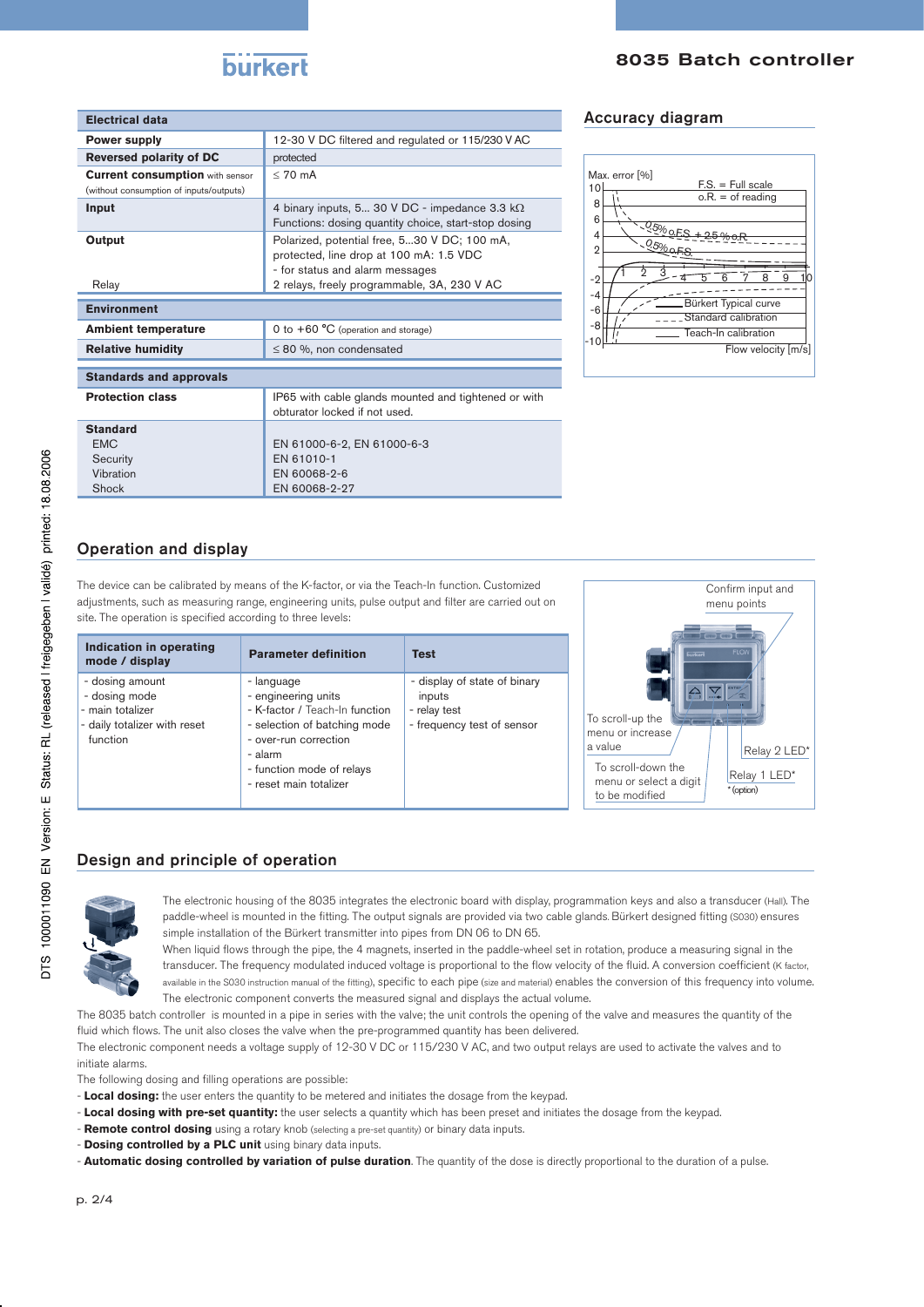| Electrical data | |
|---|---|
| **Power supply** | 12-30 V DC filtered and regulated or 115/230 V AC |
| **Reversed polarity of DC** | protected |
| **Current consumption** with sensor (without consumption of inputs/outputs) | ≤ 70 mA |
| **Input** | 4 binary inputs, 5... 30 V DC - impedance 3.3 kΩ<br>Functions: dosing quantity choice, start-stop dosing |
| **Output**<br><br><br>Relay | Polarized, potential free, 5...30 V DC; 100 mA, protected, line drop at 100 mA: 1.5 VDC<br>- for status and alarm messages<br>2 relays, freely programmable, 3A, 230 V AC |

| Environment | |
|---|---|
| **Ambient temperature** | 0 to +60 °C (operation and storage) |
| **Relative humidity** | ≤ 80 %, non condensated |

| Standards and approvals | |
|---|---|
| **Protection class** | IP65 with cable glands mounted and tightened or with obturator locked if not used. |
| **Standard**<br>EMC<br>Security<br>Vibration<br>Shock | <br>EN 61000-6-2, EN 61000-6-3<br>EN 61010-1<br>EN 60068-2-6<br>EN 60068-2-27 |

## Accuracy diagram

Max. error [%]
F.S. = Full scale
o.R. = of reading
0.5% o.FS + 2.5 % o.R.
0.5% o.FS
Bürkert Typical curve
Standard calibration
Teach-In calibration
Flow velocity [m/s]

## Operation and display

The device can be calibrated by means of the K-factor, or via the Teach-In function. Customized adjustments, such as measuring range, engineering units, pulse output and filter are carried out on site. The operation is specified according to three levels:

| Indication in operating mode / display | Parameter definition | Test |
|---|---|---|
| - dosing amount<br>- dosing mode<br>- main totalizer<br>- daily totalizer with reset function | - language<br>- engineering units<br>- K-factor / Teach-In function<br>- selection of batching mode<br>- over-run correction<br>- alarm<br>- function mode of relays<br>- reset main totalizer | - display of state of binary inputs<br>- relay test<br>- frequency test of sensor |

Confirm input and menu points
To scroll-up the menu or increase a value
To scroll-down the menu or select a digit to be modified
Relay 2 LED*
Relay 1 LED*
* (option)

## Design and principle of operation

The electronic housing of the 8035 integrates the electronic board with display, programmation keys and also a transducer (Hall). The paddle-wheel is mounted in the fitting. The output signals are provided via two cable glands. Bürkert designed fitting (S030) ensures simple installation of the Bürkert transmitter into pipes from DN 06 to DN 65.

When liquid flows through the pipe, the 4 magnets, inserted in the paddle-wheel set in rotation, produce a measuring signal in the transducer. The frequency modulated induced voltage is proportional to the flow velocity of the fluid. A conversion coefficient (K factor, available in the S030 instruction manual of the fitting), specific to each pipe (size and material) enables the conversion of this frequency into volume. The electronic component converts the measured signal and displays the actual volume.

The 8035 batch controller is mounted in a pipe in series with the valve; the unit controls the opening of the valve and measures the quantity of the fluid which flows. The unit also closes the valve when the pre-programmed quantity has been delivered.

The electronic component needs a voltage supply of 12-30 V DC or 115/230 V AC, and two output relays are used to activate the valves and to initiate alarms.

The following dosing and filling operations are possible:

- **Local dosing:** the user enters the quantity to be metered and initiates the dosage from the keypad.
- **Local dosing with pre-set quantity:** the user selects a quantity which has been preset and initiates the dosage from the keypad.
- **Remote control dosing** using a rotary knob (selecting a pre-set quantity) or binary data inputs.
- **Dosing controlled by a PLC unit** using binary data inputs.
- **Automatic dosing controlled by variation of pulse duration**. The quantity of the dose is directly proportional to the duration of a pulse.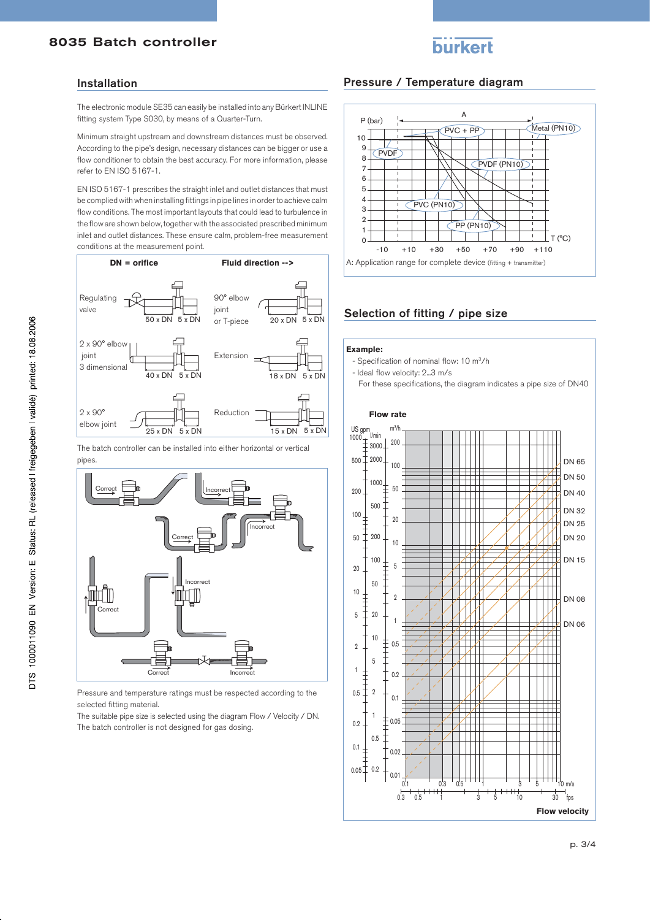## Installation

The electronic module SE35 can easily be installed into any Bürkert INLINE fitting system Type S030, by means of a Quarter-Turn.

Minimum straight upstream and downstream distances must be observed. According to the pipe's design, necessary distances can be bigger or use a flow conditioner to obtain the best accuracy. For more information, please refer to EN ISO 5167-1.

EN ISO 5167-1 prescribes the straight inlet and outlet distances that must be complied with when installing fittings in pipe lines in order to achieve calm flow conditions. The most important layouts that could lead to turbulence in the flow are shown below, together with the associated prescribed minimum inlet and outlet distances. These ensure calm, problem-free measurement conditions at the measurement point.

**DN = orifice** | **Fluid direction -->**

| Layout | Inlet | Outlet | Layout | Inlet | Outlet |
|---|---|---|---|---|---|
| Regulating valve | 50 x DN | 5 x DN | 90° elbow joint or T-piece | 20 x DN | 5 x DN |
| 2 x 90° elbow joint 3 dimensional | 40 x DN | 5 x DN | Extension | 18 x DN | 5 x DN |
| 2 x 90° elbow joint | 25 x DN | 5 x DN | Reduction | 15 x DN | 5 x DN |

The batch controller can be installed into either horizontal or vertical pipes.

Correct / Incorrect / Correct / Incorrect / Correct / Incorrect / Correct / Incorrect

Pressure and temperature ratings must be respected according to the selected fitting material.

The suitable pipe size is selected using the diagram Flow / Velocity / DN.

The batch controller is not designed for gas dosing.

## Pressure / Temperature diagram

P (bar) — T (°C); curves: PVC + PP, Metal (PN10), PVDF, PVDF (PN10), PVC (PN10), PP (PN10)

A: Application range for complete device (fitting + transmitter)

## Selection of fitting / pipe size

**Example:**

- Specification of nominal flow: 10 $m^3/h$
- Ideal flow velocity: 2...3 m/s

For these specifications, the diagram indicates a pipe size of DN40

**Flow rate** (US gpm, l/min, $m^3/h$) — DN 65, DN 50, DN 40, DN 32, DN 25, DN 20, DN 15, DN 08, DN 06 — **Flow velocity** (m/s, fps)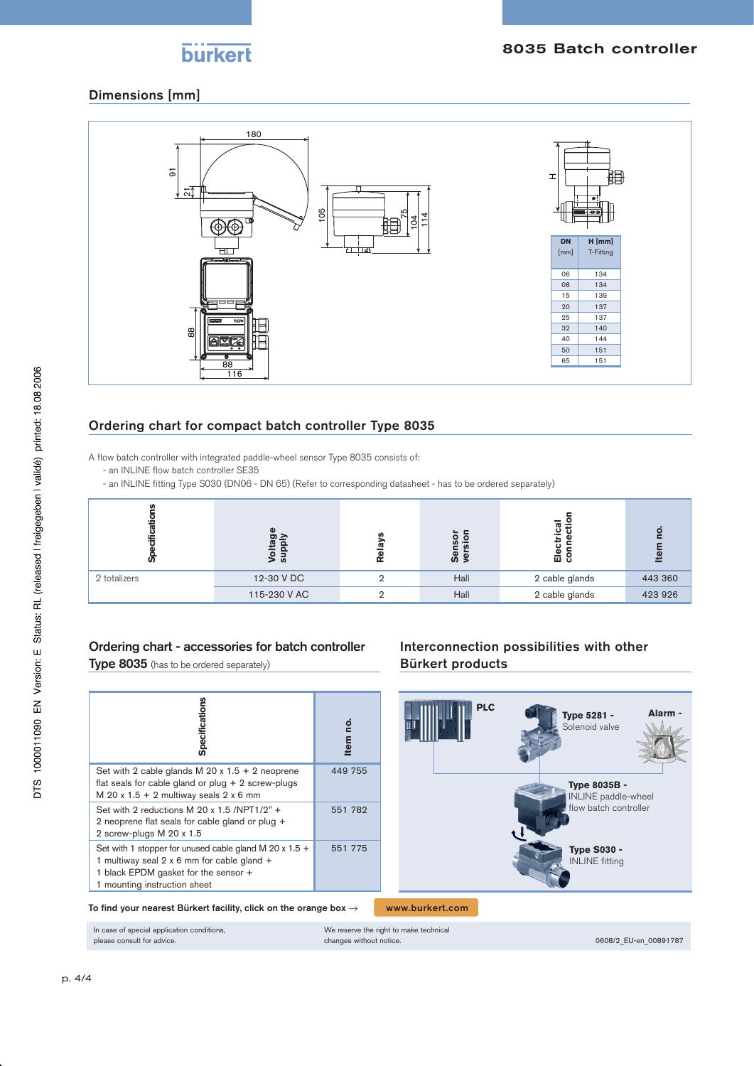# 8035 Batch controller

## Dimensions [mm]

180
91
21
105
75
104
114
88
88
116
H

| DN [mm] | H [mm] T-Fitting |
|---|---|
| 06 | 134 |
| 08 | 134 |
| 15 | 139 |
| 20 | 137 |
| 25 | 137 |
| 32 | 140 |
| 40 | 144 |
| 50 | 151 |
| 65 | 151 |

## Ordering chart for compact batch controller Type 8035

A flow batch controller with integrated paddle-wheel sensor Type 8035 consists of:
- an INLINE flow batch controller SE35
- an INLINE fitting Type S030 (DN06 - DN 65) (Refer to corresponding datasheet - has to be ordered separately)

| Specifications | Voltage supply | Relays | Sensor version | Electrical connection | Item no. |
|---|---|---|---|---|---|
| 2 totalizers | 12-30 V DC | 2 | Hall | 2 cable glands | 443 360 |
| | 115-230 V AC | 2 | Hall | 2 cable glands | 423 926 |

## Ordering chart - accessories for batch controller Type 8035 (has to be ordered separately)

| Specifications | Item no. |
|---|---|
| Set with 2 cable glands M 20 x 1.5 + 2 neoprene flat seals for cable gland or plug + 2 screw-plugs M 20 x 1.5 + 2 multiway seals 2 x 6 mm | 449 755 |
| Set with 2 reductions M 20 x 1.5 /NPT1/2" + 2 neoprene flat seals for cable gland or plug + 2 screw-plugs M 20 x 1.5 | 551 782 |
| Set with 1 stopper for unused cable gland M 20 x 1.5 + 1 multiway seal 2 x 6 mm for cable gland + 1 black EPDM gasket for the sensor + 1 mounting instruction sheet | 551 775 |

## Interconnection possibilities with other Bürkert products

PLC

**Type 5281 -** Solenoid valve

**Alarm -**

**Type 8035B -** INLINE paddle-wheel flow batch controller

**Type S030 -** INLINE fitting

To find your nearest Bürkert facility, click on the orange box → www.burkert.com

In case of special application conditions, please consult for advice.

We reserve the right to make technical changes without notice.

0608/2_EU-en_00891787